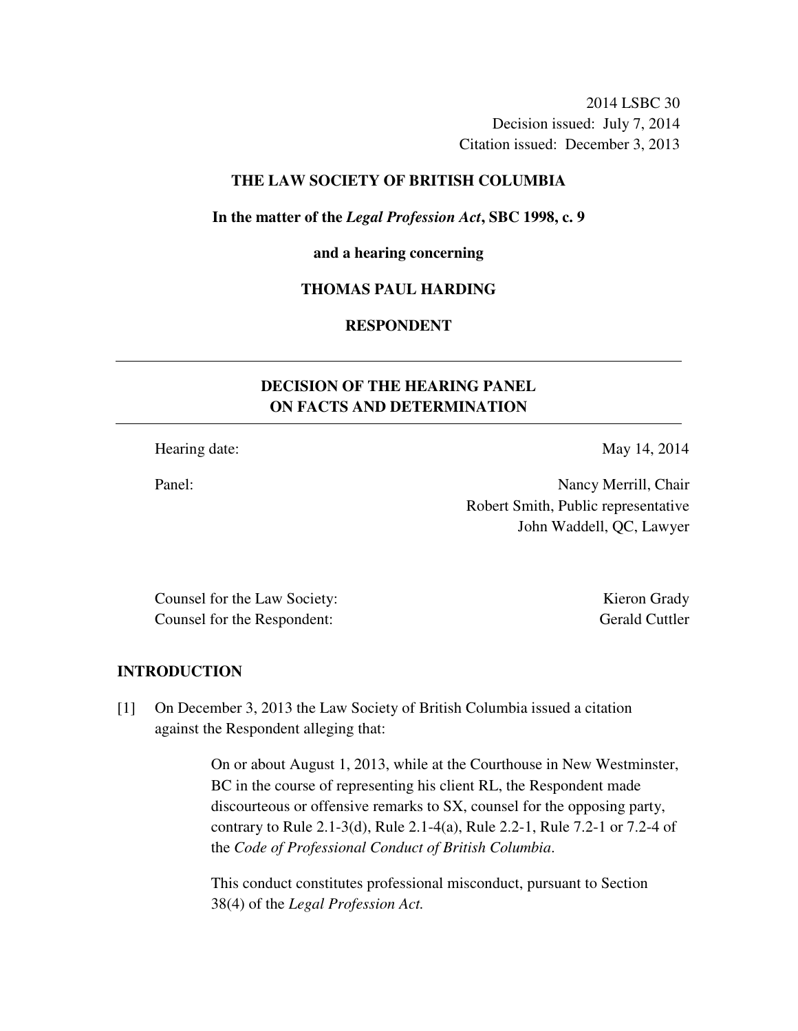2014 LSBC 30
Decision issued: July 7, 2014
Citation issued: December 3, 2013

**THE LAW SOCIETY OF BRITISH COLUMBIA**

**In the matter of the *Legal Profession Act*, SBC 1998, c. 9**

**and a hearing concerning**

**THOMAS PAUL HARDING**

**RESPONDENT**

---

## DECISION OF THE HEARING PANEL ON FACTS AND DETERMINATION

---

Hearing date: May 14, 2014

Panel: Nancy Merrill, Chair
Robert Smith, Public representative
John Waddell, QC, Lawyer

Counsel for the Law Society: Kieron Grady
Counsel for the Respondent: Gerald Cuttler

## INTRODUCTION

[1] On December 3, 2013 the Law Society of British Columbia issued a citation against the Respondent alleging that:

> On or about August 1, 2013, while at the Courthouse in New Westminster, BC in the course of representing his client RL, the Respondent made discourteous or offensive remarks to SX, counsel for the opposing party, contrary to Rule 2.1-3(d), Rule 2.1-4(a), Rule 2.2-1, Rule 7.2-1 or 7.2-4 of the *Code of Professional Conduct of British Columbia*.
>
> This conduct constitutes professional misconduct, pursuant to Section 38(4) of the *Legal Profession Act.*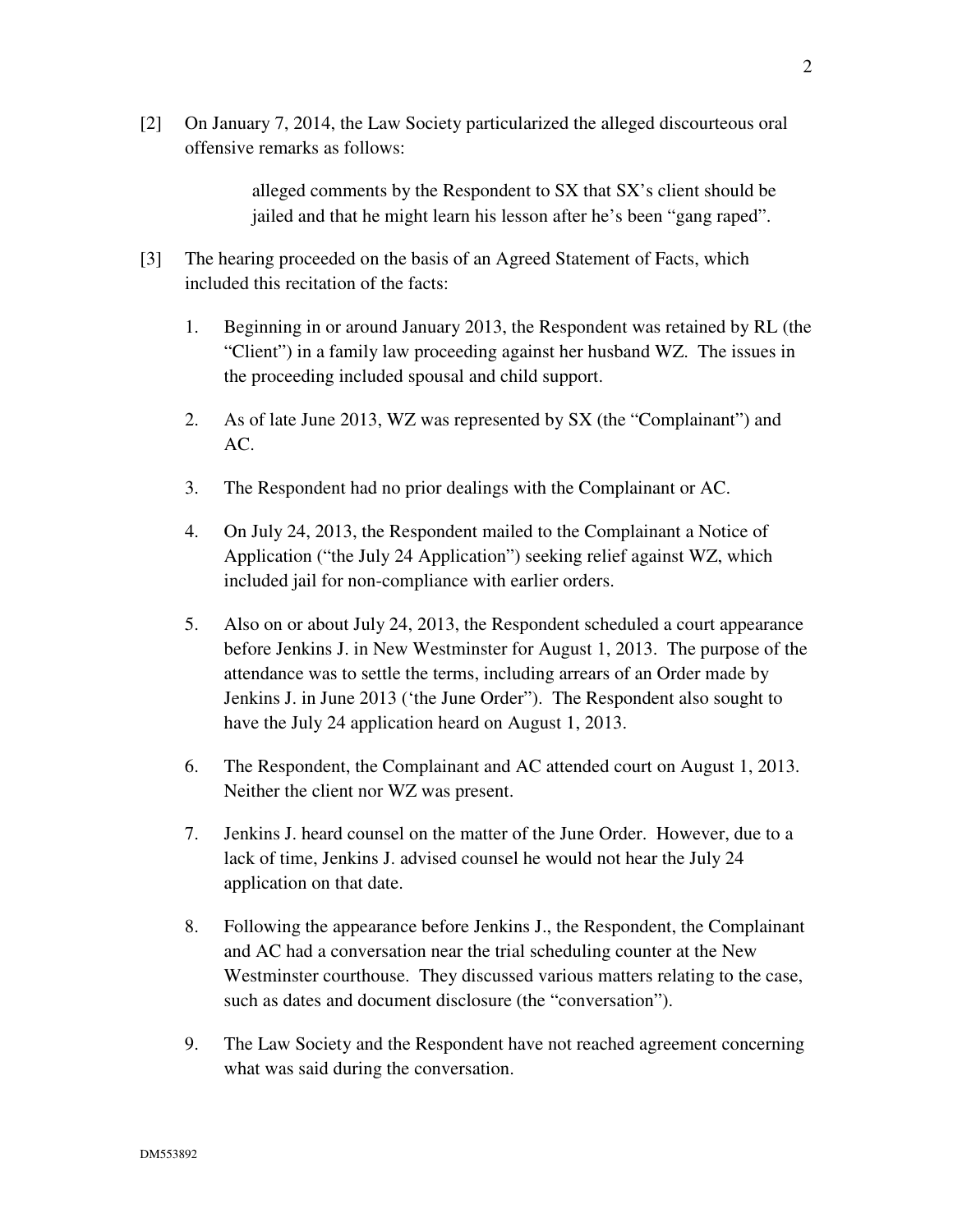[2] On January 7, 2014, the Law Society particularized the alleged discourteous oral offensive remarks as follows:

> alleged comments by the Respondent to SX that SX's client should be jailed and that he might learn his lesson after he's been "gang raped".

[3] The hearing proceeded on the basis of an Agreed Statement of Facts, which included this recitation of the facts:

1. Beginning in or around January 2013, the Respondent was retained by RL (the "Client") in a family law proceeding against her husband WZ. The issues in the proceeding included spousal and child support.

2. As of late June 2013, WZ was represented by SX (the "Complainant") and AC.

3. The Respondent had no prior dealings with the Complainant or AC.

4. On July 24, 2013, the Respondent mailed to the Complainant a Notice of Application ("the July 24 Application") seeking relief against WZ, which included jail for non-compliance with earlier orders.

5. Also on or about July 24, 2013, the Respondent scheduled a court appearance before Jenkins J. in New Westminster for August 1, 2013. The purpose of the attendance was to settle the terms, including arrears of an Order made by Jenkins J. in June 2013 ('the June Order"). The Respondent also sought to have the July 24 application heard on August 1, 2013.

6. The Respondent, the Complainant and AC attended court on August 1, 2013. Neither the client nor WZ was present.

7. Jenkins J. heard counsel on the matter of the June Order. However, due to a lack of time, Jenkins J. advised counsel he would not hear the July 24 application on that date.

8. Following the appearance before Jenkins J., the Respondent, the Complainant and AC had a conversation near the trial scheduling counter at the New Westminster courthouse. They discussed various matters relating to the case, such as dates and document disclosure (the "conversation").

9. The Law Society and the Respondent have not reached agreement concerning what was said during the conversation.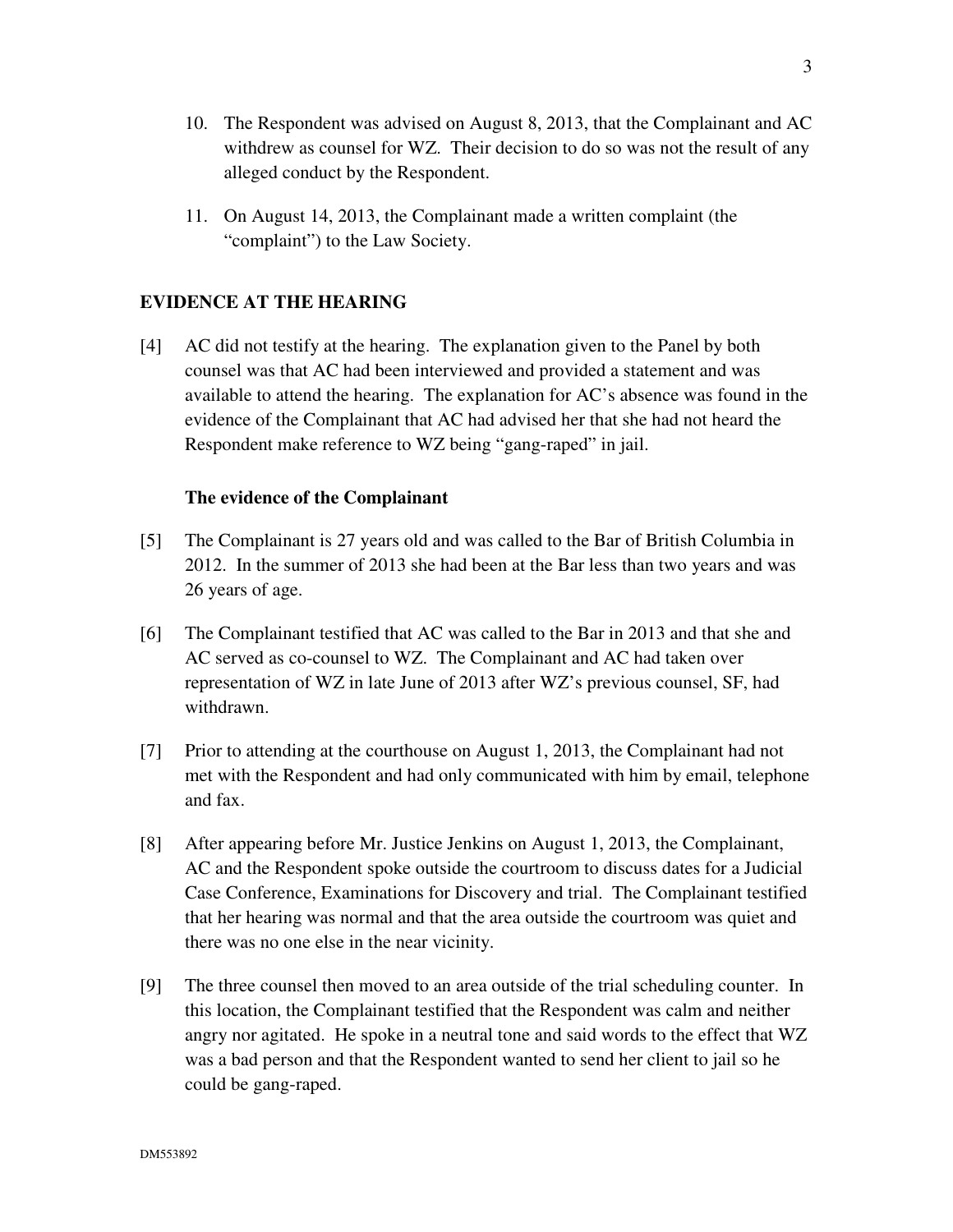10. The Respondent was advised on August 8, 2013, that the Complainant and AC withdrew as counsel for WZ. Their decision to do so was not the result of any alleged conduct by the Respondent.

11. On August 14, 2013, the Complainant made a written complaint (the "complaint") to the Law Society.

## EVIDENCE AT THE HEARING

[4] AC did not testify at the hearing. The explanation given to the Panel by both counsel was that AC had been interviewed and provided a statement and was available to attend the hearing. The explanation for AC's absence was found in the evidence of the Complainant that AC had advised her that she had not heard the Respondent make reference to WZ being "gang-raped" in jail.

### The evidence of the Complainant

[5] The Complainant is 27 years old and was called to the Bar of British Columbia in 2012. In the summer of 2013 she had been at the Bar less than two years and was 26 years of age.

[6] The Complainant testified that AC was called to the Bar in 2013 and that she and AC served as co-counsel to WZ. The Complainant and AC had taken over representation of WZ in late June of 2013 after WZ's previous counsel, SF, had withdrawn.

[7] Prior to attending at the courthouse on August 1, 2013, the Complainant had not met with the Respondent and had only communicated with him by email, telephone and fax.

[8] After appearing before Mr. Justice Jenkins on August 1, 2013, the Complainant, AC and the Respondent spoke outside the courtroom to discuss dates for a Judicial Case Conference, Examinations for Discovery and trial. The Complainant testified that her hearing was normal and that the area outside the courtroom was quiet and there was no one else in the near vicinity.

[9] The three counsel then moved to an area outside of the trial scheduling counter. In this location, the Complainant testified that the Respondent was calm and neither angry nor agitated. He spoke in a neutral tone and said words to the effect that WZ was a bad person and that the Respondent wanted to send her client to jail so he could be gang-raped.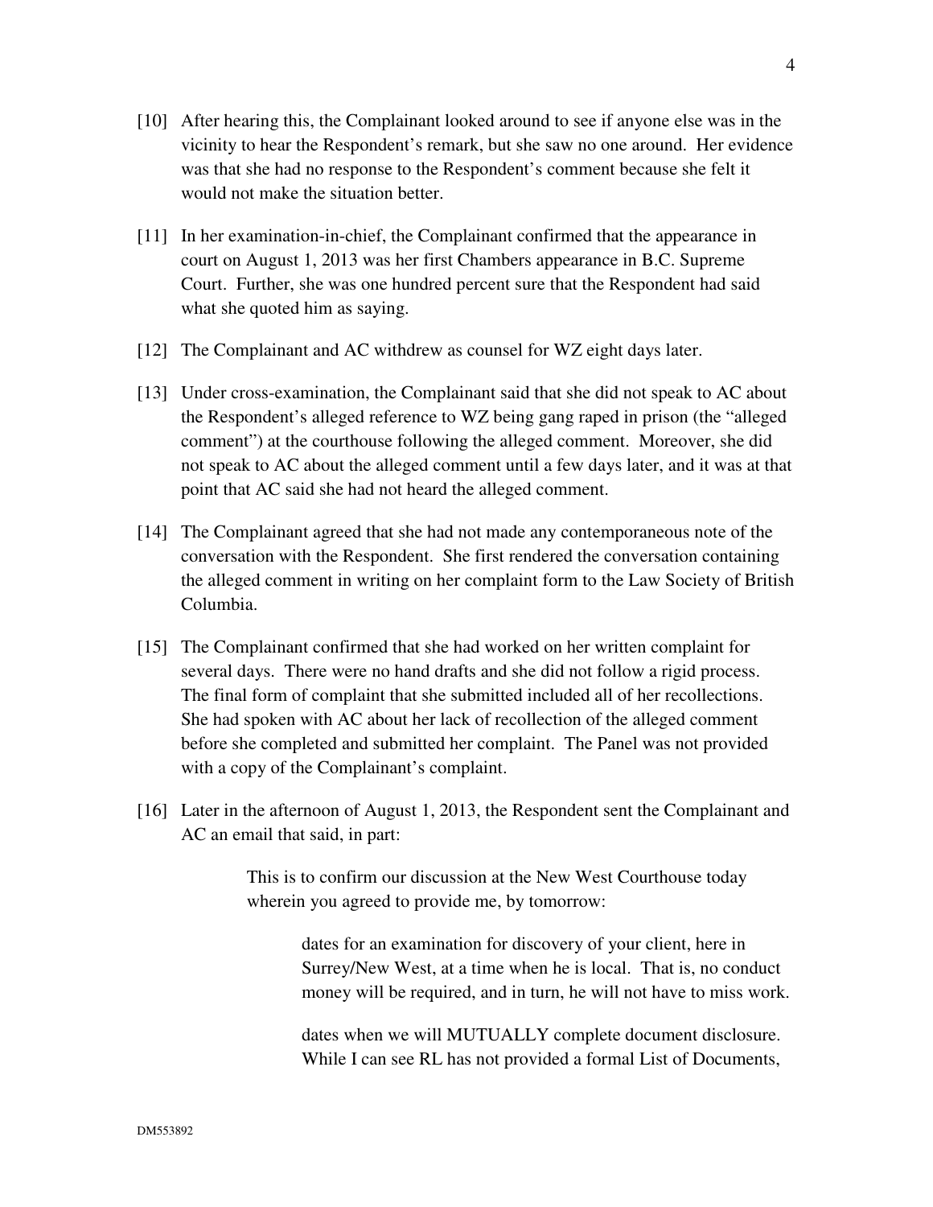[10] After hearing this, the Complainant looked around to see if anyone else was in the vicinity to hear the Respondent's remark, but she saw no one around. Her evidence was that she had no response to the Respondent's comment because she felt it would not make the situation better.

[11] In her examination-in-chief, the Complainant confirmed that the appearance in court on August 1, 2013 was her first Chambers appearance in B.C. Supreme Court. Further, she was one hundred percent sure that the Respondent had said what she quoted him as saying.

[12] The Complainant and AC withdrew as counsel for WZ eight days later.

[13] Under cross-examination, the Complainant said that she did not speak to AC about the Respondent's alleged reference to WZ being gang raped in prison (the "alleged comment") at the courthouse following the alleged comment. Moreover, she did not speak to AC about the alleged comment until a few days later, and it was at that point that AC said she had not heard the alleged comment.

[14] The Complainant agreed that she had not made any contemporaneous note of the conversation with the Respondent. She first rendered the conversation containing the alleged comment in writing on her complaint form to the Law Society of British Columbia.

[15] The Complainant confirmed that she had worked on her written complaint for several days. There were no hand drafts and she did not follow a rigid process. The final form of complaint that she submitted included all of her recollections. She had spoken with AC about her lack of recollection of the alleged comment before she completed and submitted her complaint. The Panel was not provided with a copy of the Complainant's complaint.

[16] Later in the afternoon of August 1, 2013, the Respondent sent the Complainant and AC an email that said, in part:

> This is to confirm our discussion at the New West Courthouse today wherein you agreed to provide me, by tomorrow:
>
> > dates for an examination for discovery of your client, here in Surrey/New West, at a time when he is local. That is, no conduct money will be required, and in turn, he will not have to miss work.
> >
> > dates when we will MUTUALLY complete document disclosure. While I can see RL has not provided a formal List of Documents,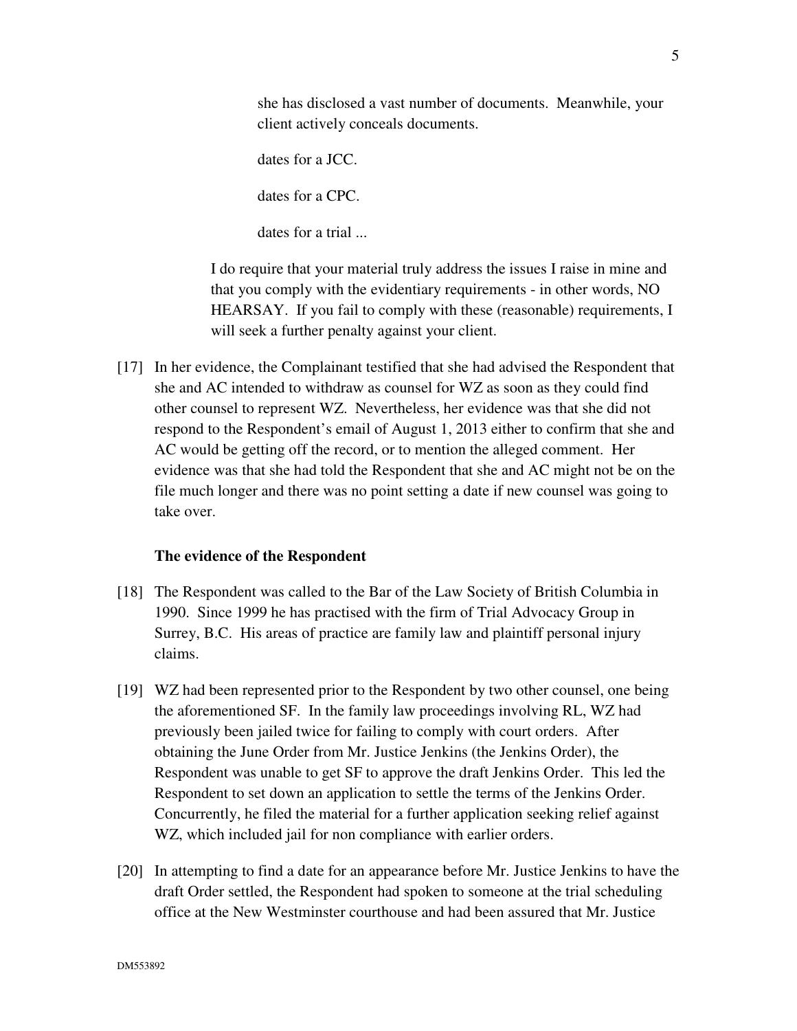> she has disclosed a vast number of documents. Meanwhile, your client actively conceals documents.
>
> dates for a JCC.
>
> dates for a CPC.
>
> dates for a trial ...
>
> I do require that your material truly address the issues I raise in mine and that you comply with the evidentiary requirements - in other words, NO HEARSAY. If you fail to comply with these (reasonable) requirements, I will seek a further penalty against your client.

[17] In her evidence, the Complainant testified that she had advised the Respondent that she and AC intended to withdraw as counsel for WZ as soon as they could find other counsel to represent WZ. Nevertheless, her evidence was that she did not respond to the Respondent's email of August 1, 2013 either to confirm that she and AC would be getting off the record, or to mention the alleged comment. Her evidence was that she had told the Respondent that she and AC might not be on the file much longer and there was no point setting a date if new counsel was going to take over.

### The evidence of the Respondent

[18] The Respondent was called to the Bar of the Law Society of British Columbia in 1990. Since 1999 he has practised with the firm of Trial Advocacy Group in Surrey, B.C. His areas of practice are family law and plaintiff personal injury claims.

[19] WZ had been represented prior to the Respondent by two other counsel, one being the aforementioned SF. In the family law proceedings involving RL, WZ had previously been jailed twice for failing to comply with court orders. After obtaining the June Order from Mr. Justice Jenkins (the Jenkins Order), the Respondent was unable to get SF to approve the draft Jenkins Order. This led the Respondent to set down an application to settle the terms of the Jenkins Order. Concurrently, he filed the material for a further application seeking relief against WZ, which included jail for non compliance with earlier orders.

[20] In attempting to find a date for an appearance before Mr. Justice Jenkins to have the draft Order settled, the Respondent had spoken to someone at the trial scheduling office at the New Westminster courthouse and had been assured that Mr. Justice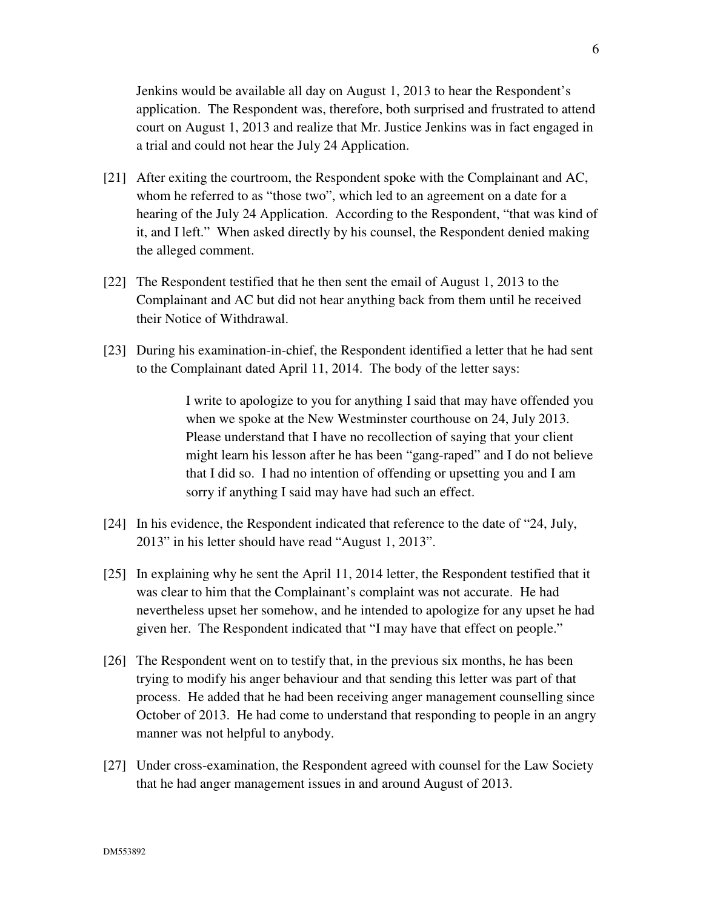Jenkins would be available all day on August 1, 2013 to hear the Respondent's application. The Respondent was, therefore, both surprised and frustrated to attend court on August 1, 2013 and realize that Mr. Justice Jenkins was in fact engaged in a trial and could not hear the July 24 Application.

[21] After exiting the courtroom, the Respondent spoke with the Complainant and AC, whom he referred to as "those two", which led to an agreement on a date for a hearing of the July 24 Application. According to the Respondent, "that was kind of it, and I left." When asked directly by his counsel, the Respondent denied making the alleged comment.

[22] The Respondent testified that he then sent the email of August 1, 2013 to the Complainant and AC but did not hear anything back from them until he received their Notice of Withdrawal.

[23] During his examination-in-chief, the Respondent identified a letter that he had sent to the Complainant dated April 11, 2014. The body of the letter says:

> I write to apologize to you for anything I said that may have offended you when we spoke at the New Westminster courthouse on 24, July 2013. Please understand that I have no recollection of saying that your client might learn his lesson after he has been "gang-raped" and I do not believe that I did so. I had no intention of offending or upsetting you and I am sorry if anything I said may have had such an effect.

[24] In his evidence, the Respondent indicated that reference to the date of "24, July, 2013" in his letter should have read "August 1, 2013".

[25] In explaining why he sent the April 11, 2014 letter, the Respondent testified that it was clear to him that the Complainant's complaint was not accurate. He had nevertheless upset her somehow, and he intended to apologize for any upset he had given her. The Respondent indicated that "I may have that effect on people."

[26] The Respondent went on to testify that, in the previous six months, he has been trying to modify his anger behaviour and that sending this letter was part of that process. He added that he had been receiving anger management counselling since October of 2013. He had come to understand that responding to people in an angry manner was not helpful to anybody.

[27] Under cross-examination, the Respondent agreed with counsel for the Law Society that he had anger management issues in and around August of 2013.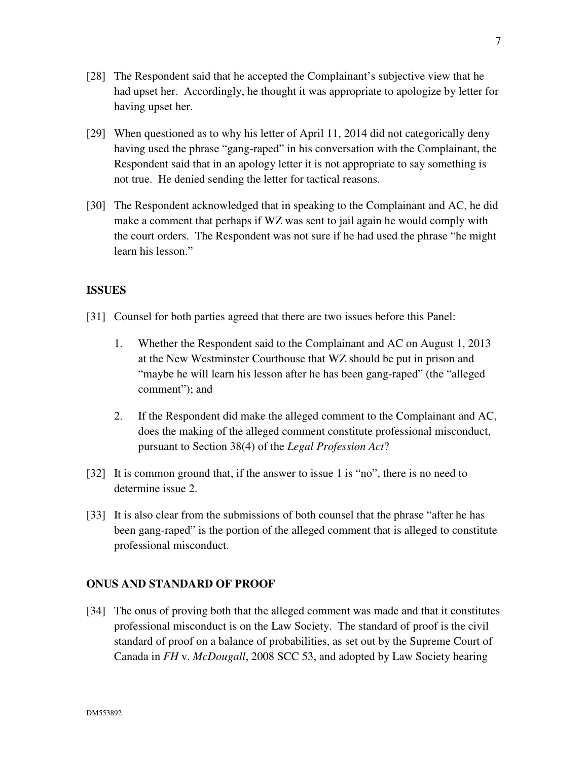[28] The Respondent said that he accepted the Complainant's subjective view that he had upset her. Accordingly, he thought it was appropriate to apologize by letter for having upset her.

[29] When questioned as to why his letter of April 11, 2014 did not categorically deny having used the phrase "gang-raped" in his conversation with the Complainant, the Respondent said that in an apology letter it is not appropriate to say something is not true. He denied sending the letter for tactical reasons.

[30] The Respondent acknowledged that in speaking to the Complainant and AC, he did make a comment that perhaps if WZ was sent to jail again he would comply with the court orders. The Respondent was not sure if he had used the phrase "he might learn his lesson."

## ISSUES

[31] Counsel for both parties agreed that there are two issues before this Panel:

1. Whether the Respondent said to the Complainant and AC on August 1, 2013 at the New Westminster Courthouse that WZ should be put in prison and "maybe he will learn his lesson after he has been gang-raped" (the "alleged comment"); and

2. If the Respondent did make the alleged comment to the Complainant and AC, does the making of the alleged comment constitute professional misconduct, pursuant to Section 38(4) of the *Legal Profession Act*?

[32] It is common ground that, if the answer to issue 1 is "no", there is no need to determine issue 2.

[33] It is also clear from the submissions of both counsel that the phrase "after he has been gang-raped" is the portion of the alleged comment that is alleged to constitute professional misconduct.

## ONUS AND STANDARD OF PROOF

[34] The onus of proving both that the alleged comment was made and that it constitutes professional misconduct is on the Law Society. The standard of proof is the civil standard of proof on a balance of probabilities, as set out by the Supreme Court of Canada in *FH* v. *McDougall*, 2008 SCC 53, and adopted by Law Society hearing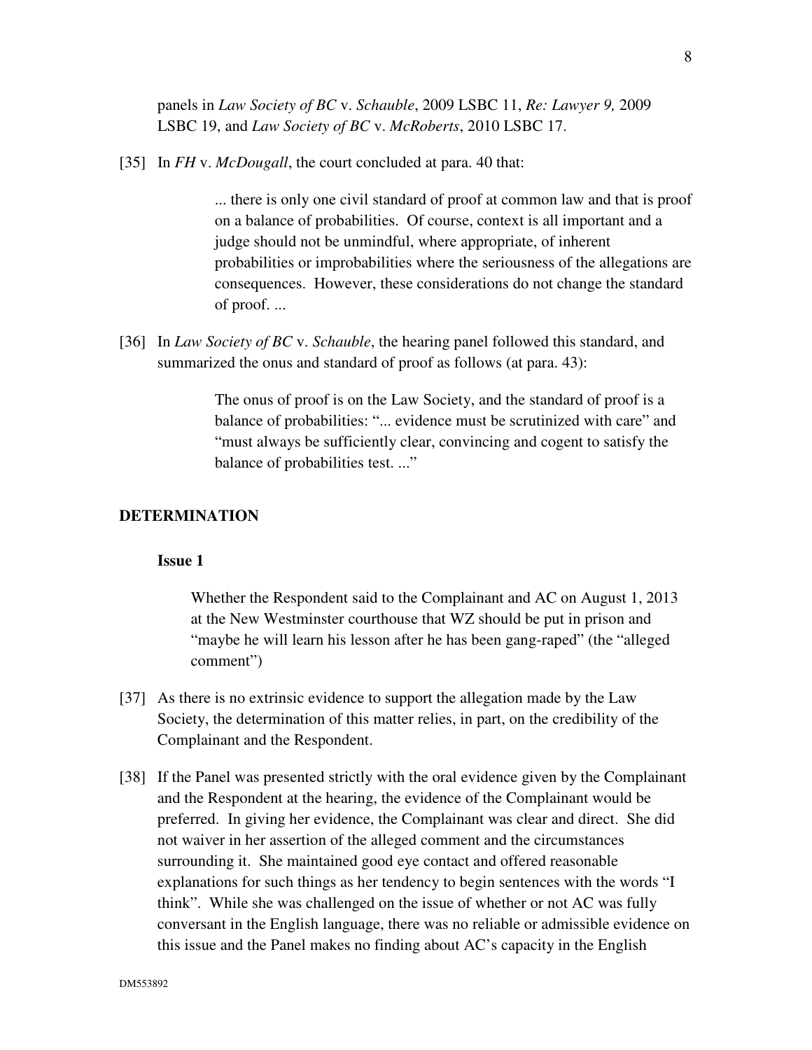panels in *Law Society of BC* v. *Schauble*, 2009 LSBC 11, *Re: Lawyer 9,* 2009 LSBC 19, and *Law Society of BC* v. *McRoberts*, 2010 LSBC 17.

[35] In *FH* v. *McDougall*, the court concluded at para. 40 that:

> ... there is only one civil standard of proof at common law and that is proof on a balance of probabilities. Of course, context is all important and a judge should not be unmindful, where appropriate, of inherent probabilities or improbabilities where the seriousness of the allegations are consequences. However, these considerations do not change the standard of proof. ...

[36] In *Law Society of BC* v. *Schauble*, the hearing panel followed this standard, and summarized the onus and standard of proof as follows (at para. 43):

> The onus of proof is on the Law Society, and the standard of proof is a balance of probabilities: "... evidence must be scrutinized with care" and "must always be sufficiently clear, convincing and cogent to satisfy the balance of probabilities test. ..."

## DETERMINATION

### Issue 1

> Whether the Respondent said to the Complainant and AC on August 1, 2013 at the New Westminster courthouse that WZ should be put in prison and "maybe he will learn his lesson after he has been gang-raped" (the "alleged comment")

[37] As there is no extrinsic evidence to support the allegation made by the Law Society, the determination of this matter relies, in part, on the credibility of the Complainant and the Respondent.

[38] If the Panel was presented strictly with the oral evidence given by the Complainant and the Respondent at the hearing, the evidence of the Complainant would be preferred. In giving her evidence, the Complainant was clear and direct. She did not waiver in her assertion of the alleged comment and the circumstances surrounding it. She maintained good eye contact and offered reasonable explanations for such things as her tendency to begin sentences with the words "I think". While she was challenged on the issue of whether or not AC was fully conversant in the English language, there was no reliable or admissible evidence on this issue and the Panel makes no finding about AC's capacity in the English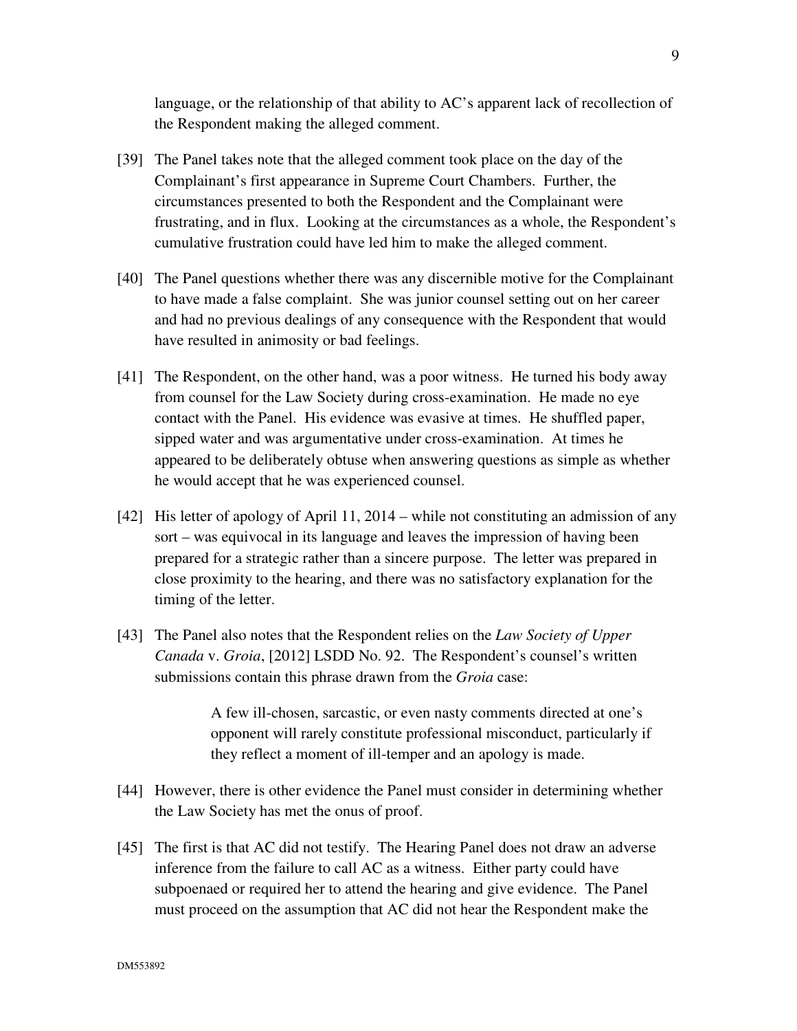language, or the relationship of that ability to AC's apparent lack of recollection of the Respondent making the alleged comment.

[39] The Panel takes note that the alleged comment took place on the day of the Complainant's first appearance in Supreme Court Chambers. Further, the circumstances presented to both the Respondent and the Complainant were frustrating, and in flux. Looking at the circumstances as a whole, the Respondent's cumulative frustration could have led him to make the alleged comment.

[40] The Panel questions whether there was any discernible motive for the Complainant to have made a false complaint. She was junior counsel setting out on her career and had no previous dealings of any consequence with the Respondent that would have resulted in animosity or bad feelings.

[41] The Respondent, on the other hand, was a poor witness. He turned his body away from counsel for the Law Society during cross-examination. He made no eye contact with the Panel. His evidence was evasive at times. He shuffled paper, sipped water and was argumentative under cross-examination. At times he appeared to be deliberately obtuse when answering questions as simple as whether he would accept that he was experienced counsel.

[42] His letter of apology of April 11, 2014 – while not constituting an admission of any sort – was equivocal in its language and leaves the impression of having been prepared for a strategic rather than a sincere purpose. The letter was prepared in close proximity to the hearing, and there was no satisfactory explanation for the timing of the letter.

[43] The Panel also notes that the Respondent relies on the *Law Society of Upper Canada* v. *Groia*, [2012] LSDD No. 92. The Respondent's counsel's written submissions contain this phrase drawn from the *Groia* case:

> A few ill-chosen, sarcastic, or even nasty comments directed at one's opponent will rarely constitute professional misconduct, particularly if they reflect a moment of ill-temper and an apology is made.

[44] However, there is other evidence the Panel must consider in determining whether the Law Society has met the onus of proof.

[45] The first is that AC did not testify. The Hearing Panel does not draw an adverse inference from the failure to call AC as a witness. Either party could have subpoenaed or required her to attend the hearing and give evidence. The Panel must proceed on the assumption that AC did not hear the Respondent make the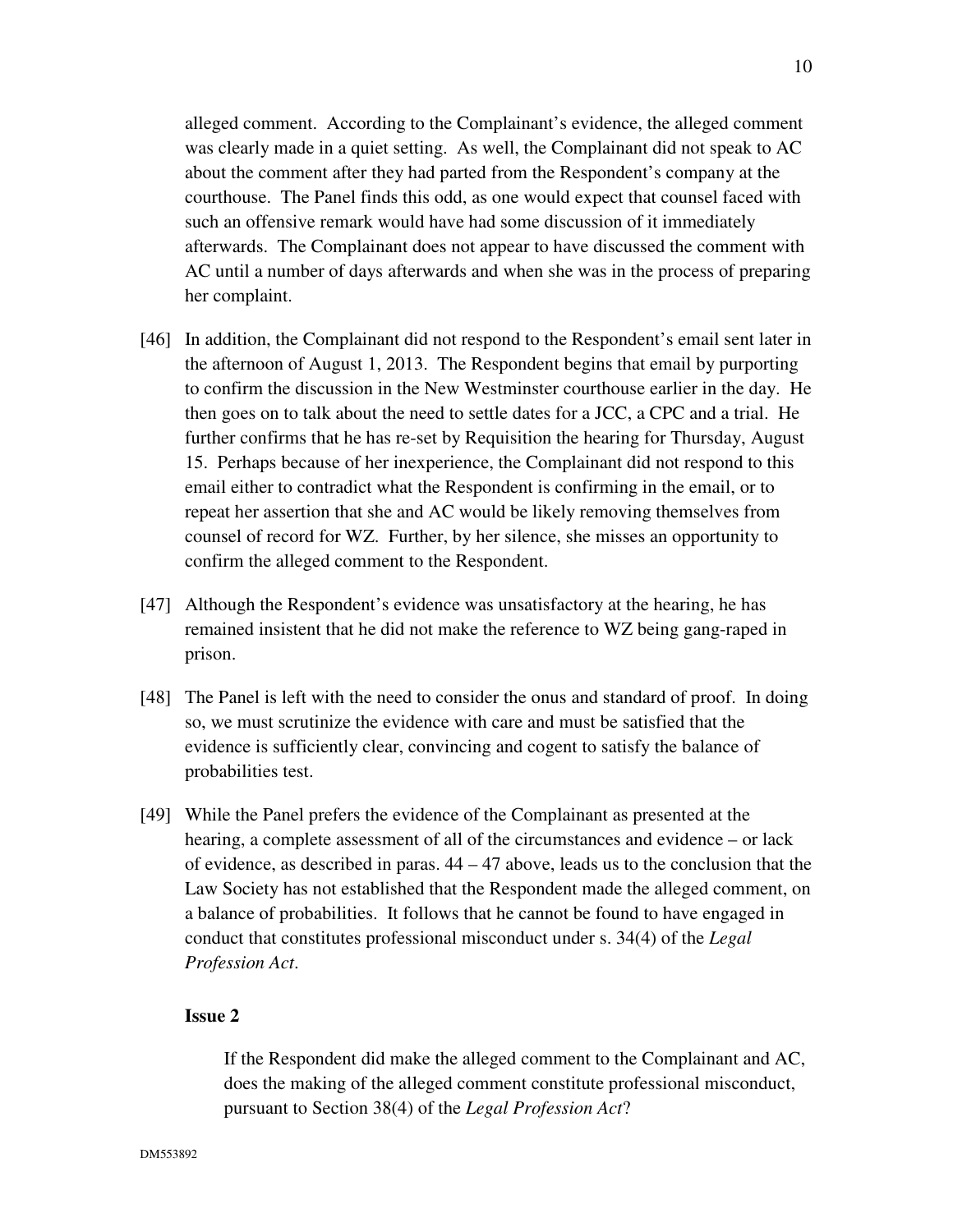alleged comment. According to the Complainant's evidence, the alleged comment was clearly made in a quiet setting. As well, the Complainant did not speak to AC about the comment after they had parted from the Respondent's company at the courthouse. The Panel finds this odd, as one would expect that counsel faced with such an offensive remark would have had some discussion of it immediately afterwards. The Complainant does not appear to have discussed the comment with AC until a number of days afterwards and when she was in the process of preparing her complaint.

[46] In addition, the Complainant did not respond to the Respondent's email sent later in the afternoon of August 1, 2013. The Respondent begins that email by purporting to confirm the discussion in the New Westminster courthouse earlier in the day. He then goes on to talk about the need to settle dates for a JCC, a CPC and a trial. He further confirms that he has re-set by Requisition the hearing for Thursday, August 15. Perhaps because of her inexperience, the Complainant did not respond to this email either to contradict what the Respondent is confirming in the email, or to repeat her assertion that she and AC would be likely removing themselves from counsel of record for WZ. Further, by her silence, she misses an opportunity to confirm the alleged comment to the Respondent.

[47] Although the Respondent's evidence was unsatisfactory at the hearing, he has remained insistent that he did not make the reference to WZ being gang-raped in prison.

[48] The Panel is left with the need to consider the onus and standard of proof. In doing so, we must scrutinize the evidence with care and must be satisfied that the evidence is sufficiently clear, convincing and cogent to satisfy the balance of probabilities test.

[49] While the Panel prefers the evidence of the Complainant as presented at the hearing, a complete assessment of all of the circumstances and evidence – or lack of evidence, as described in paras. 44 – 47 above, leads us to the conclusion that the Law Society has not established that the Respondent made the alleged comment, on a balance of probabilities. It follows that he cannot be found to have engaged in conduct that constitutes professional misconduct under s. 34(4) of the *Legal Profession Act*.

**Issue 2**

> If the Respondent did make the alleged comment to the Complainant and AC, does the making of the alleged comment constitute professional misconduct, pursuant to Section 38(4) of the *Legal Profession Act*?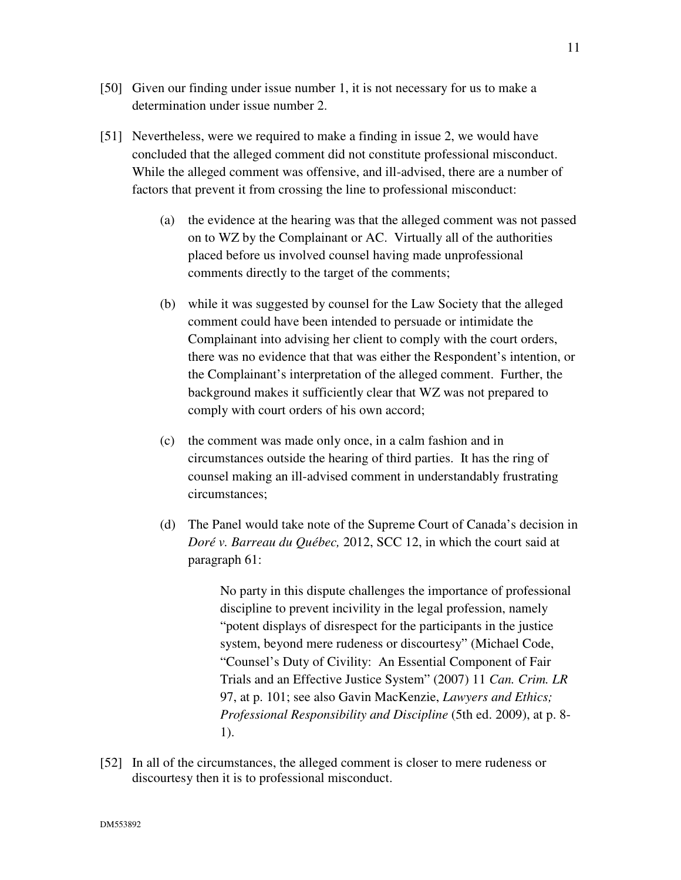[50] Given our finding under issue number 1, it is not necessary for us to make a determination under issue number 2.

[51] Nevertheless, were we required to make a finding in issue 2, we would have concluded that the alleged comment did not constitute professional misconduct. While the alleged comment was offensive, and ill-advised, there are a number of factors that prevent it from crossing the line to professional misconduct:

(a) the evidence at the hearing was that the alleged comment was not passed on to WZ by the Complainant or AC. Virtually all of the authorities placed before us involved counsel having made unprofessional comments directly to the target of the comments;

(b) while it was suggested by counsel for the Law Society that the alleged comment could have been intended to persuade or intimidate the Complainant into advising her client to comply with the court orders, there was no evidence that that was either the Respondent's intention, or the Complainant's interpretation of the alleged comment. Further, the background makes it sufficiently clear that WZ was not prepared to comply with court orders of his own accord;

(c) the comment was made only once, in a calm fashion and in circumstances outside the hearing of third parties. It has the ring of counsel making an ill-advised comment in understandably frustrating circumstances;

(d) The Panel would take note of the Supreme Court of Canada's decision in *Doré v. Barreau du Québec,* 2012, SCC 12, in which the court said at paragraph 61:

> No party in this dispute challenges the importance of professional discipline to prevent incivility in the legal profession, namely "potent displays of disrespect for the participants in the justice system, beyond mere rudeness or discourtesy" (Michael Code, "Counsel's Duty of Civility: An Essential Component of Fair Trials and an Effective Justice System" (2007) 11 *Can. Crim. LR* 97, at p. 101; see also Gavin MacKenzie, *Lawyers and Ethics; Professional Responsibility and Discipline* (5th ed. 2009), at p. 8-1).

[52] In all of the circumstances, the alleged comment is closer to mere rudeness or discourtesy then it is to professional misconduct.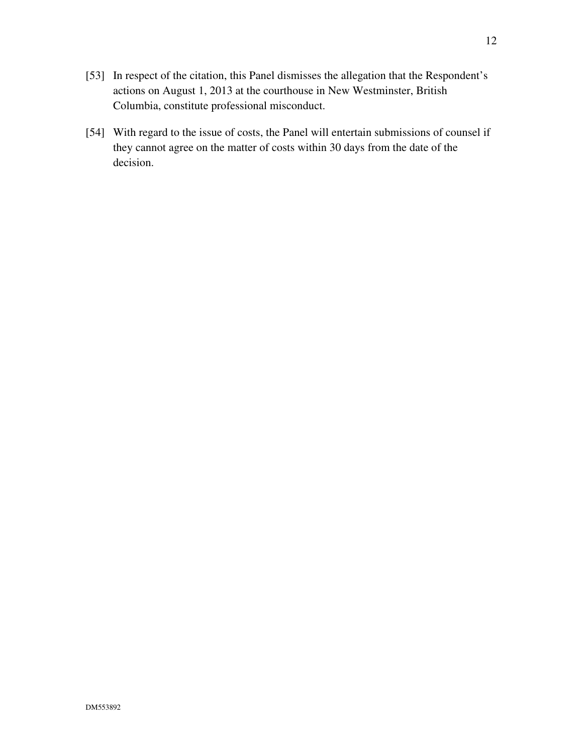[53] In respect of the citation, this Panel dismisses the allegation that the Respondent's actions on August 1, 2013 at the courthouse in New Westminster, British Columbia, constitute professional misconduct.

[54] With regard to the issue of costs, the Panel will entertain submissions of counsel if they cannot agree on the matter of costs within 30 days from the date of the decision.

DM553892